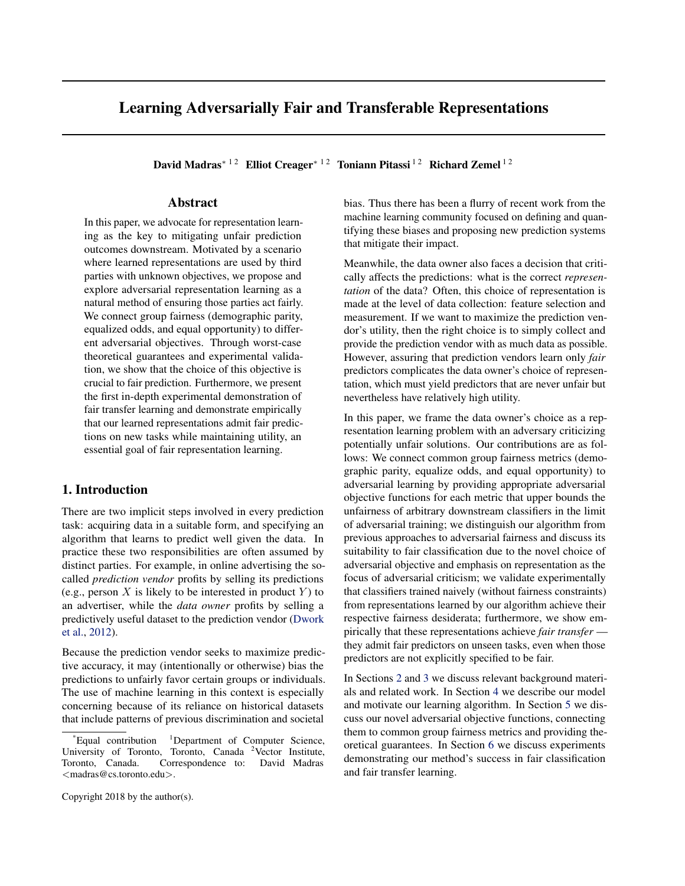# Learning Adversarially Fair and Transferable Representations

**David Madras**[*1,2] **Elliot Creager**[*1,2] **Toniann Pitassi**[1,2] **Richard Zemel**[1,2]

## Abstract

In this paper, we advocate for representation learning as the key to mitigating unfair prediction outcomes downstream. Motivated by a scenario where learned representations are used by third parties with unknown objectives, we propose and explore adversarial representation learning as a natural method of ensuring those parties act fairly. We connect group fairness (demographic parity, equalized odds, and equal opportunity) to different adversarial objectives. Through worst-case theoretical guarantees and experimental validation, we show that the choice of this objective is crucial to fair prediction. Furthermore, we present the first in-depth experimental demonstration of fair transfer learning and demonstrate empirically that our learned representations admit fair predictions on new tasks while maintaining utility, an essential goal of fair representation learning.

## 1. Introduction

There are two implicit steps involved in every prediction task: acquiring data in a suitable form, and specifying an algorithm that learns to predict well given the data. In practice these two responsibilities are often assumed by distinct parties. For example, in online advertising the so-called *prediction vendor* profits by selling its predictions (e.g., person $X$ is likely to be interested in product $Y$) to an advertiser, while the *data owner* profits by selling a predictively useful dataset to the prediction vendor (Dwork et al., 2012).

Because the prediction vendor seeks to maximize predictive accuracy, it may (intentionally or otherwise) bias the predictions to unfairly favor certain groups or individuals. The use of machine learning in this context is especially concerning because of its reliance on historical datasets that include patterns of previous discrimination and societal bias. Thus there has been a flurry of recent work from the machine learning community focused on defining and quantifying these biases and proposing new prediction systems that mitigate their impact.

Meanwhile, the data owner also faces a decision that critically affects the predictions: what is the correct *representation* of the data? Often, this choice of representation is made at the level of data collection: feature selection and measurement. If we want to maximize the prediction vendor's utility, then the right choice is to simply collect and provide the prediction vendor with as much data as possible. However, assuring that prediction vendors learn only *fair* predictors complicates the data owner's choice of representation, which must yield predictors that are never unfair but nevertheless have relatively high utility.

In this paper, we frame the data owner's choice as a representation learning problem with an adversary criticizing potentially unfair solutions. Our contributions are as follows: We connect common group fairness metrics (demographic parity, equalize odds, and equal opportunity) to adversarial learning by providing appropriate adversarial objective functions for each metric that upper bounds the unfairness of arbitrary downstream classifiers in the limit of adversarial training; we distinguish our algorithm from previous approaches to adversarial fairness and discuss its suitability to fair classification due to the novel choice of adversarial objective and emphasis on representation as the focus of adversarial criticism; we validate experimentally that classifiers trained naively (without fairness constraints) from representations learned by our algorithm achieve their respective fairness desiderata; furthermore, we show empirically that these representations achieve *fair transfer* — they admit fair predictors on unseen tasks, even when those predictors are not explicitly specified to be fair.

In Sections 2 and 3 we discuss relevant background materials and related work. In Section 4 we describe our model and motivate our learning algorithm. In Section 5 we discuss our novel adversarial objective functions, connecting them to common group fairness metrics and providing theoretical guarantees. In Section 6 we discuss experiments demonstrating our method's success in fair classification and fair transfer learning.

---

[*]Equal contribution [1]Department of Computer Science, University of Toronto, Toronto, Canada [2]Vector Institute, Toronto, Canada. Correspondence to: David Madras <madras@cs.toronto.edu>.

Copyright 2018 by the author(s).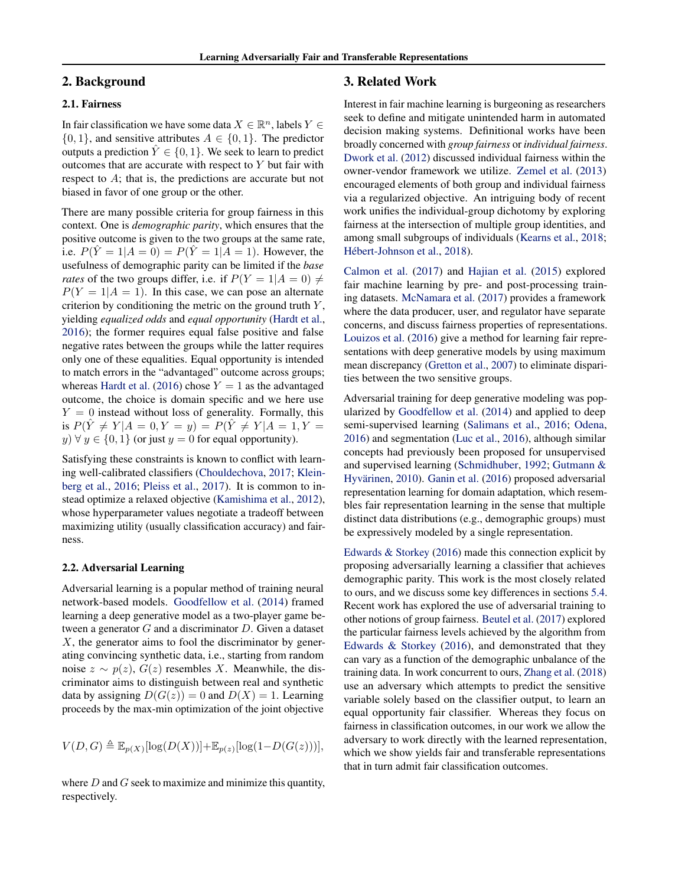## 2. Background

### 2.1. Fairness

In fair classification we have some data $X \in \mathbb{R}^n$, labels $Y \in \{0,1\}$, and sensitive attributes $A \in \{0,1\}$. The predictor outputs a prediction $\hat{Y} \in \{0,1\}$. We seek to learn to predict outcomes that are accurate with respect to $Y$ but fair with respect to $A$; that is, the predictions are accurate but not biased in favor of one group or the other.

There are many possible criteria for group fairness in this context. One is *demographic parity*, which ensures that the positive outcome is given to the two groups at the same rate, i.e. $P(\hat{Y}=1|A=0) = P(\hat{Y}=1|A=1)$. However, the usefulness of demographic parity can be limited if the *base rates* of the two groups differ, i.e. if $P(Y=1|A=0) \neq P(Y=1|A=1)$. In this case, we can pose an alternate criterion by conditioning the metric on the ground truth $Y$, yielding *equalized odds* and *equal opportunity* (Hardt et al., 2016); the former requires equal false positive and false negative rates between the groups while the latter requires only one of these equalities. Equal opportunity is intended to match errors in the "advantaged" outcome across groups; whereas Hardt et al. (2016) chose $Y=1$ as the advantaged outcome, the choice is domain specific and we here use $Y=0$ instead without loss of generality. Formally, this is $P(\hat{Y} \neq Y|A=0, Y=y) = P(\hat{Y} \neq Y|A=1, Y=y) \; \forall \; y \in \{0,1\}$ (or just $y=0$ for equal opportunity).

Satisfying these constraints is known to conflict with learning well-calibrated classifiers (Chouldechova, 2017; Kleinberg et al., 2016; Pleiss et al., 2017). It is common to instead optimize a relaxed objective (Kamishima et al., 2012), whose hyperparameter values negotiate a tradeoff between maximizing utility (usually classification accuracy) and fairness.

### 2.2. Adversarial Learning

Adversarial learning is a popular method of training neural network-based models. Goodfellow et al. (2014) framed learning a deep generative model as a two-player game between a generator $G$ and a discriminator $D$. Given a dataset $X$, the generator aims to fool the discriminator by generating convincing synthetic data, i.e., starting from random noise $z \sim p(z)$, $G(z)$ resembles $X$. Meanwhile, the discriminator aims to distinguish between real and synthetic data by assigning $D(G(z)) = 0$ and $D(X) = 1$. Learning proceeds by the max-min optimization of the joint objective

$$V(D,G) \triangleq \mathbb{E}_{p(X)}[\log(D(X))] + \mathbb{E}_{p(z)}[\log(1 - D(G(z)))],$$

where $D$ and $G$ seek to maximize and minimize this quantity, respectively.

## 3. Related Work

Interest in fair machine learning is burgeoning as researchers seek to define and mitigate unintended harm in automated decision making systems. Definitional works have been broadly concerned with *group fairness* or *individual fairness*. Dwork et al. (2012) discussed individual fairness within the owner-vendor framework we utilize. Zemel et al. (2013) encouraged elements of both group and individual fairness via a regularized objective. An intriguing body of recent work unifies the individual-group dichotomy by exploring fairness at the intersection of multiple group identities, and among small subgroups of individuals (Kearns et al., 2018; Hébert-Johnson et al., 2018).

Calmon et al. (2017) and Hajian et al. (2015) explored fair machine learning by pre- and post-processing training datasets. McNamara et al. (2017) provides a framework where the data producer, user, and regulator have separate concerns, and discuss fairness properties of representations. Louizos et al. (2016) give a method for learning fair representations with deep generative models by using maximum mean discrepancy (Gretton et al., 2007) to eliminate disparities between the two sensitive groups.

Adversarial training for deep generative modeling was popularized by Goodfellow et al. (2014) and applied to deep semi-supervised learning (Salimans et al., 2016; Odena, 2016) and segmentation (Luc et al., 2016), although similar concepts had previously been proposed for unsupervised and supervised learning (Schmidhuber, 1992; Gutmann & Hyvärinen, 2010). Ganin et al. (2016) proposed adversarial representation learning for domain adaptation, which resembles fair representation learning in the sense that multiple distinct data distributions (e.g., demographic groups) must be expressively modeled by a single representation.

Edwards & Storkey (2016) made this connection explicit by proposing adversarially learning a classifier that achieves demographic parity. This work is the most closely related to ours, and we discuss some key differences in sections 5.4. Recent work has explored the use of adversarial training to other notions of group fairness. Beutel et al. (2017) explored the particular fairness levels achieved by the algorithm from Edwards & Storkey (2016), and demonstrated that they can vary as a function of the demographic unbalance of the training data. In work concurrent to ours, Zhang et al. (2018) use an adversary which attempts to predict the sensitive variable solely based on the classifier output, to learn an equal opportunity fair classifier. Whereas they focus on fairness in classification outcomes, in our work we allow the adversary to work directly with the learned representation, which we show yields fair and transferable representations that in turn admit fair classification outcomes.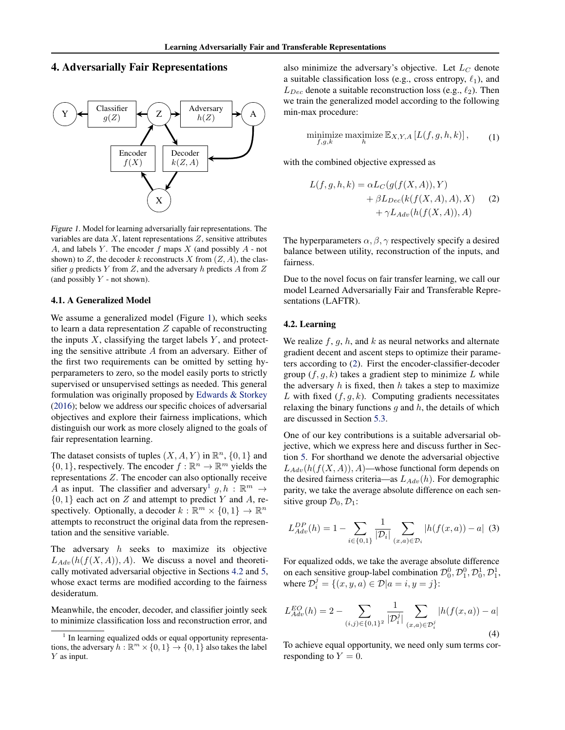## 4. Adversarially Fair Representations

*Figure 1.* Model for learning adversarially fair representations. The variables are data $X$, latent representations $Z$, sensitive attributes $A$, and labels $Y$. The encoder $f$ maps $X$ (and possibly $A$ - not shown) to $Z$, the decoder $k$ reconstructs $X$ from $(Z, A)$, the classifier $g$ predicts $Y$ from $Z$, and the adversary $h$ predicts $A$ from $Z$ (and possibly $Y$ - not shown).

### 4.1. A Generalized Model

We assume a generalized model (Figure 1), which seeks to learn a data representation $Z$ capable of reconstructing the inputs $X$, classifying the target labels $Y$, and protecting the sensitive attribute $A$ from an adversary. Either of the first two requirements can be omitted by setting hyperparameters to zero, so the model easily ports to strictly supervised or unsupervised settings as needed. This general formulation was originally proposed by Edwards & Storkey (2016); below we address our specific choices of adversarial objectives and explore their fairness implications, which distinguish our work as more closely aligned to the goals of fair representation learning.

The dataset consists of tuples $(X, A, Y)$ in $\mathbb{R}^n$, $\{0, 1\}$ and $\{0, 1\}$, respectively. The encoder $f : \mathbb{R}^n \to \mathbb{R}^m$ yields the representations $Z$. The encoder can also optionally receive $A$ as input. The classifier and adversary[1] $g, h : \mathbb{R}^m \to \{0, 1\}$ each act on $Z$ and attempt to predict $Y$ and $A$, respectively. Optionally, a decoder $k : \mathbb{R}^m \times \{0, 1\} \to \mathbb{R}^n$ attempts to reconstruct the original data from the representation and the sensitive variable.

The adversary $h$ seeks to maximize its objective $L_{Adv}(h(f(X, A)), A)$. We discuss a novel and theoretically motivated adversarial objective in Sections 4.2 and 5, whose exact terms are modified according to the fairness desideratum.

Meanwhile, the encoder, decoder, and classifier jointly seek to minimize classification loss and reconstruction error, and also minimize the adversary's objective. Let $L_C$ denote a suitable classification loss (e.g., cross entropy, $\ell_1$), and $L_{Dec}$ denote a suitable reconstruction loss (e.g., $\ell_2$). Then we train the generalized model according to the following min-max procedure:

$$\underset{f,g,k}{\text{minimize}}\ \underset{h}{\text{maximize}}\ \mathbb{E}_{X,Y,A}\left[L(f, g, h, k)\right], \tag{1}$$

with the combined objective expressed as

$$\begin{aligned} L(f, g, h, k) = &\ \alpha L_C(g(f(X, A)), Y) \\ &+ \beta L_{Dec}(k(f(X, A), A), X) \\ &+ \gamma L_{Adv}(h(f(X, A)), A) \end{aligned} \tag{2}$$

The hyperparameters $\alpha, \beta, \gamma$ respectively specify a desired balance between utility, reconstruction of the inputs, and fairness.

Due to the novel focus on fair transfer learning, we call our model Learned Adversarially Fair and Transferable Representations (LAFTR).

### 4.2. Learning

We realize $f$, $g$, $h$, and $k$ as neural networks and alternate gradient decent and ascent steps to optimize their parameters according to (2). First the encoder-classifier-decoder group $(f, g, k)$ takes a gradient step to minimize $L$ while the adversary $h$ is fixed, then $h$ takes a step to maximize $L$ with fixed $(f, g, k)$. Computing gradients necessitates relaxing the binary functions $g$ and $h$, the details of which are discussed in Section 5.3.

One of our key contributions is a suitable adversarial objective, which we express here and discuss further in Section 5. For shorthand we denote the adversarial objective $L_{Adv}(h(f(X, A)), A)$—whose functional form depends on the desired fairness criteria—as $L_{Adv}(h)$. For demographic parity, we take the average absolute difference on each sensitive group $\mathcal{D}_0, \mathcal{D}_1$:

$$L_{Adv}^{DP}(h) = 1 - \sum_{i \in \{0,1\}} \frac{1}{|\mathcal{D}_i|} \sum_{(x,a) \in \mathcal{D}_i} |h(f(x, a)) - a| \tag{3}$$

For equalized odds, we take the average absolute difference on each sensitive group-label combination $\mathcal{D}_0^0, \mathcal{D}_1^0, \mathcal{D}_0^1, \mathcal{D}_1^1$, where $\mathcal{D}_i^j = \{(x, y, a) \in \mathcal{D} | a = i, y = j\}$:

$$L_{Adv}^{EO}(h) = 2 - \sum_{(i,j) \in \{0,1\}^2} \frac{1}{|\mathcal{D}_i^j|} \sum_{(x,a) \in \mathcal{D}_i^j} |h(f(x, a)) - a| \tag{4}$$

To achieve equal opportunity, we need only sum terms corresponding to $Y = 0$.

[1] In learning equalized odds or equal opportunity representations, the adversary $h : \mathbb{R}^m \times \{0, 1\} \to \{0, 1\}$ also takes the label $Y$ as input.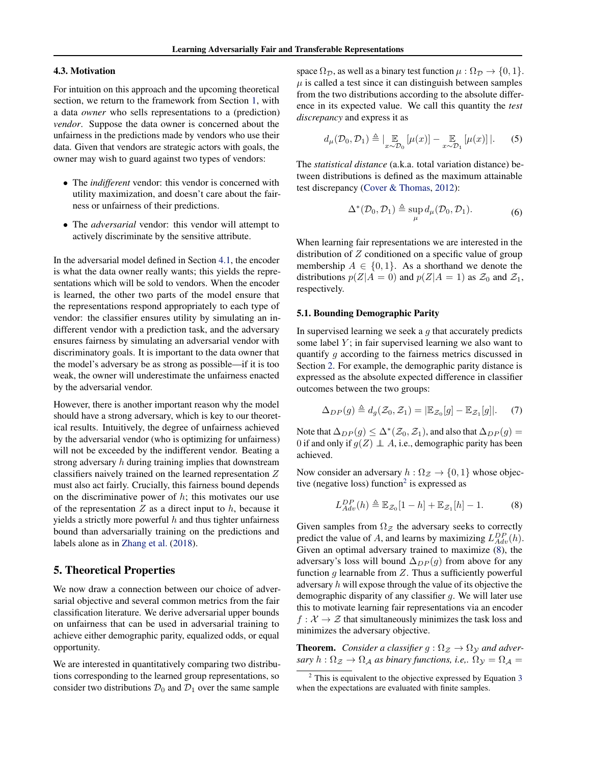### 4.3. Motivation

For intuition on this approach and the upcoming theoretical section, we return to the framework from Section 1, with a data *owner* who sells representations to a (prediction) *vendor*. Suppose the data owner is concerned about the unfairness in the predictions made by vendors who use their data. Given that vendors are strategic actors with goals, the owner may wish to guard against two types of vendors:

- The *indifferent* vendor: this vendor is concerned with utility maximization, and doesn't care about the fairness or unfairness of their predictions.
- The *adversarial* vendor: this vendor will attempt to actively discriminate by the sensitive attribute.

In the adversarial model defined in Section 4.1, the encoder is what the data owner really wants; this yields the representations which will be sold to vendors. When the encoder is learned, the other two parts of the model ensure that the representations respond appropriately to each type of vendor: the classifier ensures utility by simulating an indifferent vendor with a prediction task, and the adversary ensures fairness by simulating an adversarial vendor with discriminatory goals. It is important to the data owner that the model's adversary be as strong as possible—if it is too weak, the owner will underestimate the unfairness enacted by the adversarial vendor.

However, there is another important reason why the model should have a strong adversary, which is key to our theoretical results. Intuitively, the degree of unfairness achieved by the adversarial vendor (who is optimizing for unfairness) will not be exceeded by the indifferent vendor. Beating a strong adversary $h$ during training implies that downstream classifiers naively trained on the learned representation $Z$ must also act fairly. Crucially, this fairness bound depends on the discriminative power of $h$; this motivates our use of the representation $Z$ as a direct input to $h$, because it yields a strictly more powerful $h$ and thus tighter unfairness bound than adversarially training on the predictions and labels alone as in Zhang et al. (2018).

## 5. Theoretical Properties

We now draw a connection between our choice of adversarial objective and several common metrics from the fair classification literature. We derive adversarial upper bounds on unfairness that can be used in adversarial training to achieve either demographic parity, equalized odds, or equal opportunity.

We are interested in quantitatively comparing two distributions corresponding to the learned group representations, so consider two distributions $\mathcal{D}_0$ and $\mathcal{D}_1$ over the same sample space $\Omega_{\mathcal{D}}$, as well as a binary test function $\mu : \Omega_{\mathcal{D}} \to \{0, 1\}$. $\mu$ is called a test since it can distinguish between samples from the two distributions according to the absolute difference in its expected value. We call this quantity the *test discrepancy* and express it as

$$d_\mu(\mathcal{D}_0, \mathcal{D}_1) \triangleq |\mathop{\mathbb{E}}_{x\sim\mathcal{D}_0}[\mu(x)] - \mathop{\mathbb{E}}_{x\sim\mathcal{D}_1}[\mu(x)]|. \tag{5}$$

The *statistical distance* (a.k.a. total variation distance) between distributions is defined as the maximum attainable test discrepancy (Cover & Thomas, 2012):

$$\Delta^*(\mathcal{D}_0, \mathcal{D}_1) \triangleq \sup_\mu d_\mu(\mathcal{D}_0, \mathcal{D}_1). \tag{6}$$

When learning fair representations we are interested in the distribution of $Z$ conditioned on a specific value of group membership $A \in \{0, 1\}$. As a shorthand we denote the distributions $p(Z|A = 0)$ and $p(Z|A = 1)$ as $\mathcal{Z}_0$ and $\mathcal{Z}_1$, respectively.

### 5.1. Bounding Demographic Parity

In supervised learning we seek a $g$ that accurately predicts some label $Y$; in fair supervised learning we also want to quantify $g$ according to the fairness metrics discussed in Section 2. For example, the demographic parity distance is expressed as the absolute expected difference in classifier outcomes between the two groups:

$$\Delta_{DP}(g) \triangleq d_g(\mathcal{Z}_0, \mathcal{Z}_1) = |\mathbb{E}_{\mathcal{Z}_0}[g] - \mathbb{E}_{\mathcal{Z}_1}[g]|. \tag{7}$$

Note that $\Delta_{DP}(g) \leq \Delta^*(\mathcal{Z}_0, \mathcal{Z}_1)$, and also that $\Delta_{DP}(g) = 0$ if and only if $g(Z) \perp\!\!\!\perp A$, i.e., demographic parity has been achieved.

Now consider an adversary $h : \Omega_{\mathcal{Z}} \to \{0, 1\}$ whose objective (negative loss) function[2] is expressed as

$$L^{DP}_{Adv}(h) \triangleq \mathbb{E}_{\mathcal{Z}_0}[1 - h] + \mathbb{E}_{\mathcal{Z}_1}[h] - 1. \tag{8}$$

Given samples from $\Omega_{\mathcal{Z}}$ the adversary seeks to correctly predict the value of $A$, and learns by maximizing $L^{DP}_{Adv}(h)$. Given an optimal adversary trained to maximize (8), the adversary's loss will bound $\Delta_{DP}(g)$ from above for any function $g$ learnable from $Z$. Thus a sufficiently powerful adversary $h$ will expose through the value of its objective the demographic disparity of any classifier $g$. We will later use this to motivate learning fair representations via an encoder $f : \mathcal{X} \to \mathcal{Z}$ that simultaneously minimizes the task loss and minimizes the adversary objective.

**Theorem.** *Consider a classifier $g : \Omega_{\mathcal{Z}} \to \Omega_{\mathcal{Y}}$ and adversary $h : \Omega_{\mathcal{Z}} \to \Omega_{\mathcal{A}}$ as binary functions, i.e,. $\Omega_{\mathcal{Y}} = \Omega_{\mathcal{A}} =$*

[2] This is equivalent to the objective expressed by Equation 3 when the expectations are evaluated with finite samples.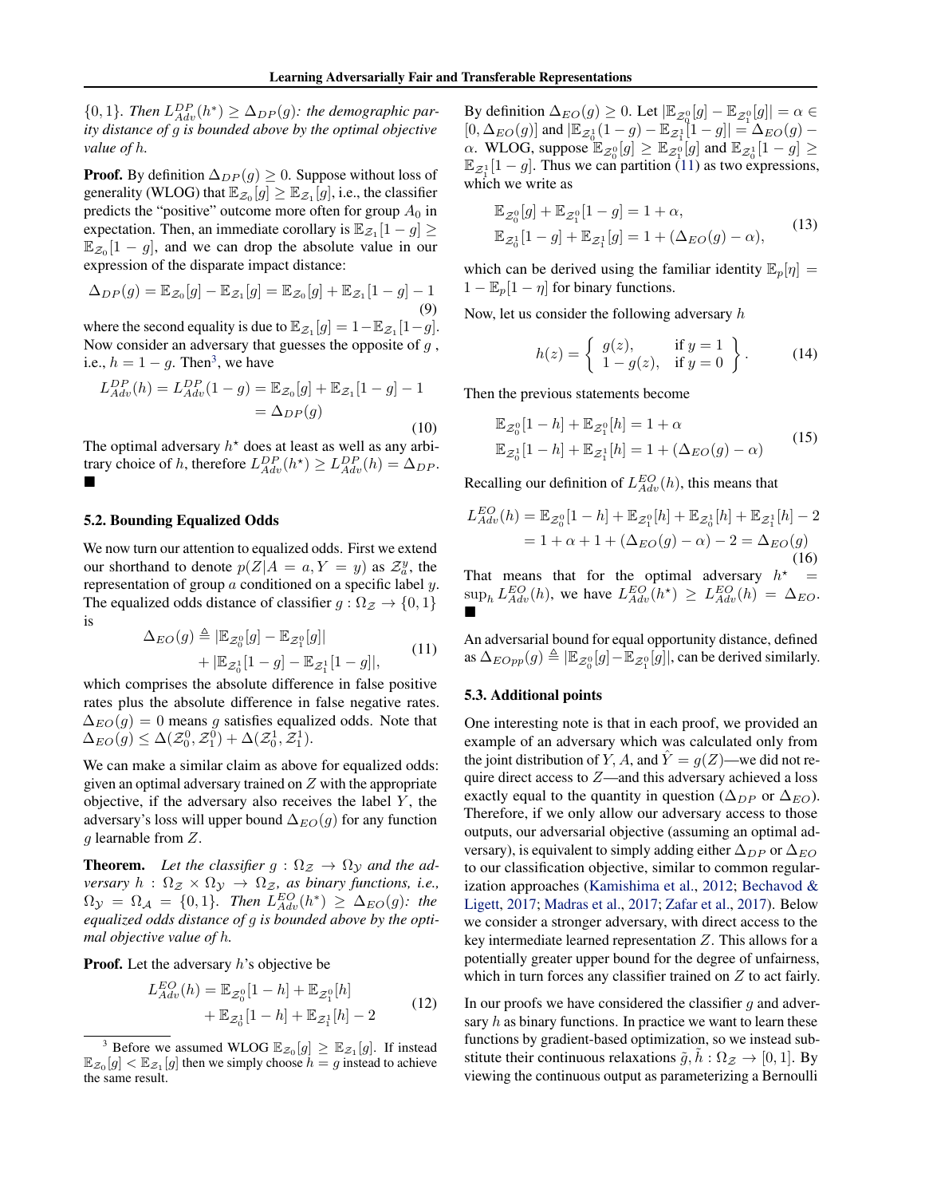$\{0, 1\}$. *Then $L^{DP}_{Adv}(h^*) \geq \Delta_{DP}(g)$: the demographic parity distance of $g$ is bounded above by the optimal objective value of $h$.*

**Proof.** By definition $\Delta_{DP}(g) \geq 0$. Suppose without loss of generality (WLOG) that $\mathbb{E}_{\mathcal{Z}_0}[g] \geq \mathbb{E}_{\mathcal{Z}_1}[g]$, i.e., the classifier predicts the "positive" outcome more often for group $A_0$ in expectation. Then, an immediate corollary is $\mathbb{E}_{\mathcal{Z}_1}[1-g] \geq \mathbb{E}_{\mathcal{Z}_0}[1-g]$, and we can drop the absolute value in our expression of the disparate impact distance:

$$\Delta_{DP}(g) = \mathbb{E}_{\mathcal{Z}_0}[g] - \mathbb{E}_{\mathcal{Z}_1}[g] = \mathbb{E}_{\mathcal{Z}_0}[g] + \mathbb{E}_{\mathcal{Z}_1}[1-g] - 1 \tag{9}$$

where the second equality is due to $\mathbb{E}_{\mathcal{Z}_1}[g] = 1 - \mathbb{E}_{\mathcal{Z}_1}[1-g]$. Now consider an adversary that guesses the opposite of $g$, i.e., $h = 1 - g$. Then[3], we have

$$\begin{aligned} L^{DP}_{Adv}(h) = L^{DP}_{Adv}(1-g) &= \mathbb{E}_{\mathcal{Z}_0}[g] + \mathbb{E}_{\mathcal{Z}_1}[1-g] - 1 \\ &= \Delta_{DP}(g) \end{aligned} \tag{10}$$

The optimal adversary $h^\star$ does at least as well as any arbitrary choice of $h$, therefore $L^{DP}_{Adv}(h^\star) \geq L^{DP}_{Adv}(h) = \Delta_{DP}$. ∎

### 5.2. Bounding Equalized Odds

We now turn our attention to equalized odds. First we extend our shorthand to denote $p(Z|A = a, Y = y)$ as $\mathcal{Z}_a^y$, the representation of group $a$ conditioned on a specific label $y$. The equalized odds distance of classifier $g : \Omega_{\mathcal{Z}} \to \{0, 1\}$ is

$$\begin{aligned} \Delta_{EO}(g) \triangleq\ & |\mathbb{E}_{\mathcal{Z}_0^0}[g] - \mathbb{E}_{\mathcal{Z}_1^0}[g]| \\ &+ |\mathbb{E}_{\mathcal{Z}_0^1}[1-g] - \mathbb{E}_{\mathcal{Z}_1^1}[1-g]|, \end{aligned} \tag{11}$$

which comprises the absolute difference in false positive rates plus the absolute difference in false negative rates. $\Delta_{EO}(g) = 0$ means $g$ satisfies equalized odds. Note that $\Delta_{EO}(g) \leq \Delta(\mathcal{Z}_0^0, \mathcal{Z}_1^0) + \Delta(\mathcal{Z}_0^1, \mathcal{Z}_1^1)$.

We can make a similar claim as above for equalized odds: given an optimal adversary trained on $Z$ with the appropriate objective, if the adversary also receives the label $Y$, the adversary's loss will upper bound $\Delta_{EO}(g)$ for any function $g$ learnable from $Z$.

**Theorem.** *Let the classifier $g : \Omega_{\mathcal{Z}} \to \Omega_{\mathcal{Y}}$ and the adversary $h : \Omega_{\mathcal{Z}} \times \Omega_{\mathcal{Y}} \to \Omega_{\mathcal{Z}}$, as binary functions, i.e., $\Omega_{\mathcal{Y}} = \Omega_{\mathcal{A}} = \{0, 1\}$. Then $L^{EO}_{Adv}(h^*) \geq \Delta_{EO}(g)$: the equalized odds distance of $g$ is bounded above by the optimal objective value of $h$.*

**Proof.** Let the adversary $h$'s objective be

$$\begin{aligned} L^{EO}_{Adv}(h) = &\ \mathbb{E}_{\mathcal{Z}_0^0}[1-h] + \mathbb{E}_{\mathcal{Z}_1^0}[h] \\ &+ \mathbb{E}_{\mathcal{Z}_0^1}[1-h] + \mathbb{E}_{\mathcal{Z}_1^1}[h] - 2 \end{aligned} \tag{12}$$

By definition $\Delta_{EO}(g) \geq 0$. Let $|\mathbb{E}_{\mathcal{Z}_0^0}[g] - \mathbb{E}_{\mathcal{Z}_1^0}[g]| = \alpha \in [0, \Delta_{EO}(g)]$ and $|\mathbb{E}_{\mathcal{Z}_0^1}(1-g) - \mathbb{E}_{\mathcal{Z}_1^1}[1-g]| = \Delta_{EO}(g) - \alpha$. WLOG, suppose $\mathbb{E}_{\mathcal{Z}_0^0}[g] \geq \mathbb{E}_{\mathcal{Z}_0^0}[g]$ and $\mathbb{E}_{\mathcal{Z}_0^1}[1-g] \geq \mathbb{E}_{\mathcal{Z}_1^1}[1-g]$. Thus we can partition (11) as two expressions, which we write as

$$\begin{aligned} \mathbb{E}_{\mathcal{Z}_0^0}[g] + \mathbb{E}_{\mathcal{Z}_1^0}[1-g] &= 1 + \alpha, \\ \mathbb{E}_{\mathcal{Z}_0^1}[1-g] + \mathbb{E}_{\mathcal{Z}_1^1}[g] &= 1 + (\Delta_{EO}(g) - \alpha), \end{aligned} \tag{13}$$

which can be derived using the familiar identity $\mathbb{E}_p[\eta] = 1 - \mathbb{E}_p[1-\eta]$ for binary functions.

Now, let us consider the following adversary $h$

$$h(z) = \left\{ \begin{array}{ll} g(z), & \text{if } y = 1 \\ 1 - g(z), & \text{if } y = 0 \end{array} \right\}. \tag{14}$$

Then the previous statements become

$$\begin{aligned} \mathbb{E}_{\mathcal{Z}_0^0}[1-h] + \mathbb{E}_{\mathcal{Z}_1^0}[h] &= 1 + \alpha \\ \mathbb{E}_{\mathcal{Z}_0^1}[1-h] + \mathbb{E}_{\mathcal{Z}_1^1}[h] &= 1 + (\Delta_{EO}(g) - \alpha) \end{aligned} \tag{15}$$

Recalling our definition of $L^{EO}_{Adv}(h)$, this means that

$$\begin{aligned} L^{EO}_{Adv}(h) &= \mathbb{E}_{\mathcal{Z}_0^0}[1-h] + \mathbb{E}_{\mathcal{Z}_1^0}[h] + \mathbb{E}_{\mathcal{Z}_0^1}[h] + \mathbb{E}_{\mathcal{Z}_1^1}[h] - 2 \\ &= 1 + \alpha + 1 + (\Delta_{EO}(g) - \alpha) - 2 = \Delta_{EO}(g) \end{aligned} \tag{16}$$

That means that for the optimal adversary $h^\star = \sup_h L^{EO}_{Adv}(h)$, we have $L^{EO}_{Adv}(h^\star) \geq L^{EO}_{Adv}(h) = \Delta_{EO}$. ∎

An adversarial bound for equal opportunity distance, defined as $\Delta_{EOpp}(g) \triangleq |\mathbb{E}_{\mathcal{Z}_0^0}[g] - \mathbb{E}_{\mathcal{Z}_1^0}[g]|$, can be derived similarly.

### 5.3. Additional points

One interesting note is that in each proof, we provided an example of an adversary which was calculated only from the joint distribution of $Y, A$, and $\hat{Y} = g(Z)$—we did not require direct access to $Z$—and this adversary achieved a loss exactly equal to the quantity in question ($\Delta_{DP}$ or $\Delta_{EO}$). Therefore, if we only allow our adversary access to those outputs, our adversarial objective (assuming an optimal adversary), is equivalent to simply adding either $\Delta_{DP}$ or $\Delta_{EO}$ to our classification objective, similar to common regularization approaches (Kamishima et al., 2012; Bechavod & Ligett, 2017; Madras et al., 2017; Zafar et al., 2017). Below we consider a stronger adversary, with direct access to the key intermediate learned representation $Z$. This allows for a potentially greater upper bound for the degree of unfairness, which in turn forces any classifier trained on $Z$ to act fairly.

In our proofs we have considered the classifier $g$ and adversary $h$ as binary functions. In practice we want to learn these functions by gradient-based optimization, so we instead substitute their continuous relaxations $\tilde{g}, \tilde{h} : \Omega_{\mathcal{Z}} \to [0, 1]$. By viewing the continuous output as parameterizing a Bernoulli

[3] Before we assumed WLOG $\mathbb{E}_{\mathcal{Z}_0}[g] \geq \mathbb{E}_{\mathcal{Z}_1}[g]$. If instead $\mathbb{E}_{\mathcal{Z}_0}[g] < \mathbb{E}_{\mathcal{Z}_1}[g]$ then we simply choose $h = g$ instead to achieve the same result.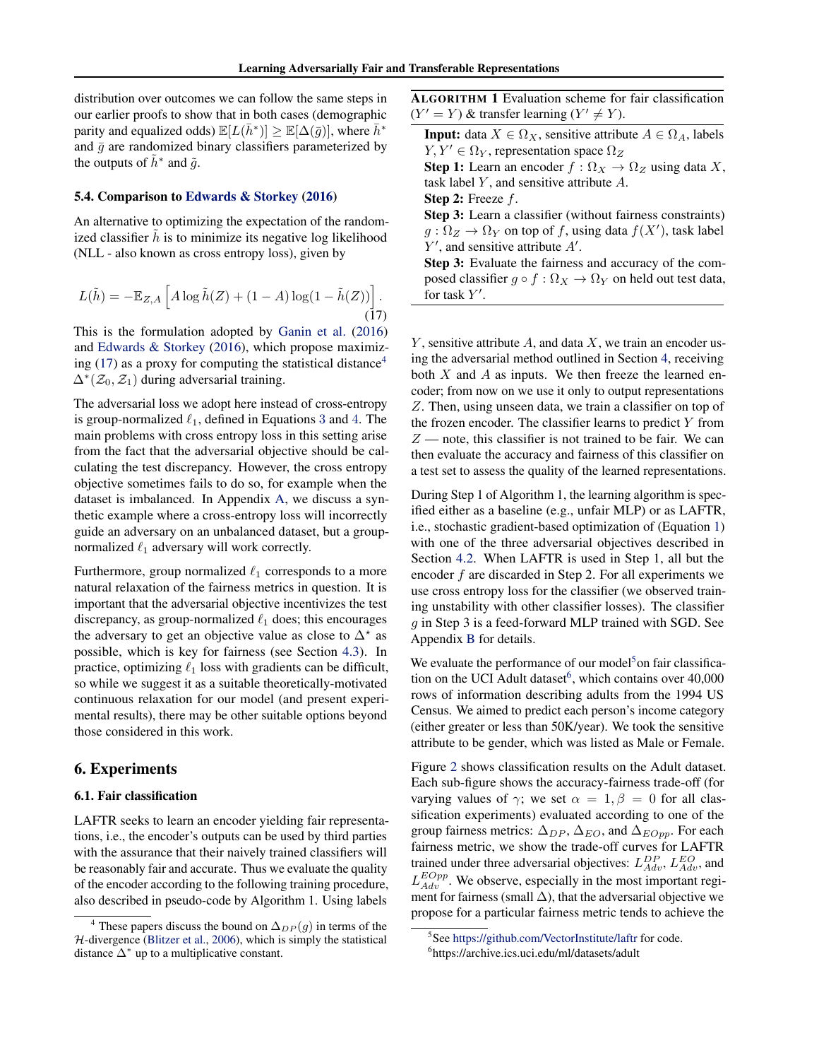distribution over outcomes we can follow the same steps in our earlier proofs to show that in both cases (demographic parity and equalized odds) $\mathbb{E}[L(\bar{h}^*)] \geq \mathbb{E}[\Delta(\bar{g})]$, where $\bar{h}^*$ and $\bar{g}$ are randomized binary classifiers parameterized by the outputs of $\tilde{h}^*$ and $\tilde{g}$.

### 5.4. Comparison to Edwards & Storkey (2016)

An alternative to optimizing the expectation of the randomized classifier $\tilde{h}$ is to minimize its negative log likelihood (NLL - also known as cross entropy loss), given by

$$L(\tilde{h}) = -\mathbb{E}_{Z,A}\left[A \log \tilde{h}(Z) + (1 - A)\log(1 - \tilde{h}(Z))\right]. \quad (17)$$

This is the formulation adopted by Ganin et al. (2016) and Edwards & Storkey (2016), which propose maximizing (17) as a proxy for computing the statistical distance[4] $\Delta^*(\mathcal{Z}_0, \mathcal{Z}_1)$ during adversarial training.

The adversarial loss we adopt here instead of cross-entropy is group-normalized $\ell_1$, defined in Equations 3 and 4. The main problems with cross entropy loss in this setting arise from the fact that the adversarial objective should be calculating the test discrepancy. However, the cross entropy objective sometimes fails to do so, for example when the dataset is imbalanced. In Appendix A, we discuss a synthetic example where a cross-entropy loss will incorrectly guide an adversary on an unbalanced dataset, but a group-normalized $\ell_1$ adversary will work correctly.

Furthermore, group normalized $\ell_1$ corresponds to a more natural relaxation of the fairness metrics in question. It is important that the adversarial objective incentivizes the test discrepancy, as group-normalized $\ell_1$ does; this encourages the adversary to get an objective value as close to $\Delta^\star$ as possible, which is key for fairness (see Section 4.3). In practice, optimizing $\ell_1$ loss with gradients can be difficult, so while we suggest it as a suitable theoretically-motivated continuous relaxation for our model (and present experimental results), there may be other suitable options beyond those considered in this work.

## 6. Experiments

### 6.1. Fair classification

LAFTR seeks to learn an encoder yielding fair representations, i.e., the encoder's outputs can be used by third parties with the assurance that their naively trained classifiers will be reasonably fair and accurate. Thus we evaluate the quality of the encoder according to the following training procedure, also described in pseudo-code by Algorithm 1. Using labels $Y$, sensitive attribute $A$, and data $X$, we train an encoder using the adversarial method outlined in Section 4, receiving both $X$ and $A$ as inputs. We then freeze the learned encoder; from now on we use it only to output representations $Z$. Then, using unseen data, we train a classifier on top of the frozen encoder. The classifier learns to predict $Y$ from $Z$ — note, this classifier is not trained to be fair. We can then evaluate the accuracy and fairness of this classifier on a test set to assess the quality of the learned representations.

---

**ALGORITHM 1** Evaluation scheme for fair classification ($Y' = Y$) & transfer learning ($Y' \neq Y$).

**Input:** data $X \in \Omega_X$, sensitive attribute $A \in \Omega_A$, labels $Y, Y' \in \Omega_Y$, representation space $\Omega_Z$

**Step 1:** Learn an encoder $f : \Omega_X \to \Omega_Z$ using data $X$, task label $Y$, and sensitive attribute $A$.

**Step 2:** Freeze $f$.

**Step 3:** Learn a classifier (without fairness constraints) $g : \Omega_Z \to \Omega_Y$ on top of $f$, using data $f(X')$, task label $Y'$, and sensitive attribute $A'$.

**Step 3:** Evaluate the fairness and accuracy of the composed classifier $g \circ f : \Omega_X \to \Omega_Y$ on held out test data, for task $Y'$.

---

During Step 1 of Algorithm 1, the learning algorithm is specified either as a baseline (e.g., unfair MLP) or as LAFTR, i.e., stochastic gradient-based optimization of (Equation 1) with one of the three adversarial objectives described in Section 4.2. When LAFTR is used in Step 1, all but the encoder $f$ are discarded in Step 2. For all experiments we use cross entropy loss for the classifier (we observed training unstability with other classifier losses). The classifier $g$ in Step 3 is a feed-forward MLP trained with SGD. See Appendix B for details.

We evaluate the performance of our model[5] on fair classification on the UCI Adult dataset[6], which contains over 40,000 rows of information describing adults from the 1994 US Census. We aimed to predict each person's income category (either greater or less than 50K/year). We took the sensitive attribute to be gender, which was listed as Male or Female.

Figure 2 shows classification results on the Adult dataset. Each sub-figure shows the accuracy-fairness trade-off (for varying values of $\gamma$; we set $\alpha = 1, \beta = 0$ for all classification experiments) evaluated according to one of the group fairness metrics: $\Delta_{DP}$, $\Delta_{EO}$, and $\Delta_{EOpp}$. For each fairness metric, we show the trade-off curves for LAFTR trained under three adversarial objectives: $L_{Adv}^{DP}$, $L_{Adv}^{EO}$, and $L_{Adv}^{EOpp}$. We observe, especially in the most important regiment for fairness (small $\Delta$), that the adversarial objective we propose for a particular fairness metric tends to achieve the

---

[4] These papers discuss the bound on $\Delta_{DP}(g)$ in terms of the $\mathcal{H}$-divergence (Blitzer et al., 2006), which is simply the statistical distance $\Delta^*$ up to a multiplicative constant.

[5] See https://github.com/VectorInstitute/laftr for code.

[6] https://archive.ics.uci.edu/ml/datasets/adult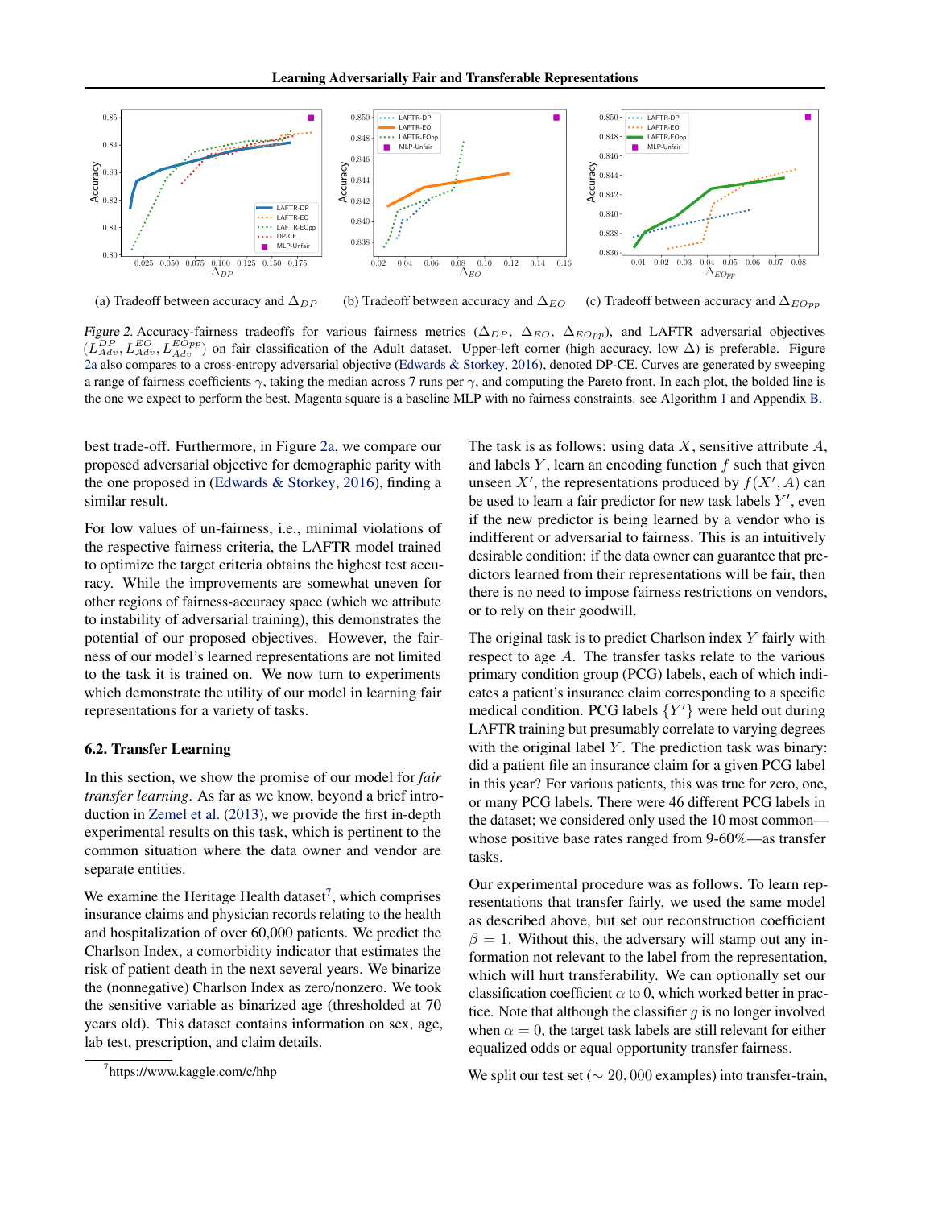(a) Tradeoff between accuracy and $\Delta_{DP}$ (b) Tradeoff between accuracy and $\Delta_{EO}$ (c) Tradeoff between accuracy and $\Delta_{EOpp}$

*Figure 2.* Accuracy-fairness tradeoffs for various fairness metrics ($\Delta_{DP}$, $\Delta_{EO}$, $\Delta_{EOpp}$), and LAFTR adversarial objectives ($L^{DP}_{Adv}, L^{EO}_{Adv}, L^{EOpp}_{Adv}$) on fair classification of the Adult dataset. Upper-left corner (high accuracy, low $\Delta$) is preferable. Figure 2a also compares to a cross-entropy adversarial objective (Edwards & Storkey, 2016), denoted DP-CE. Curves are generated by sweeping a range of fairness coefficients $\gamma$, taking the median across 7 runs per $\gamma$, and computing the Pareto front. In each plot, the bolded line is the one we expect to perform the best. Magenta square is a baseline MLP with no fairness constraints. see Algorithm 1 and Appendix B.

best trade-off. Furthermore, in Figure 2a, we compare our proposed adversarial objective for demographic parity with the one proposed in (Edwards & Storkey, 2016), finding a similar result.

For low values of un-fairness, i.e., minimal violations of the respective fairness criteria, the LAFTR model trained to optimize the target criteria obtains the highest test accuracy. While the improvements are somewhat uneven for other regions of fairness-accuracy space (which we attribute to instability of adversarial training), this demonstrates the potential of our proposed objectives. However, the fairness of our model's learned representations are not limited to the task it is trained on. We now turn to experiments which demonstrate the utility of our model in learning fair representations for a variety of tasks.

### 6.2. Transfer Learning

In this section, we show the promise of our model for *fair transfer learning*. As far as we know, beyond a brief introduction in Zemel et al. (2013), we provide the first in-depth experimental results on this task, which is pertinent to the common situation where the data owner and vendor are separate entities.

We examine the Heritage Health dataset[7], which comprises insurance claims and physician records relating to the health and hospitalization of over 60,000 patients. We predict the Charlson Index, a comorbidity indicator that estimates the risk of patient death in the next several years. We binarize the (nonnegative) Charlson Index as zero/nonzero. We took the sensitive variable as binarized age (thresholded at 70 years old). This dataset contains information on sex, age, lab test, prescription, and claim details.

[7] https://www.kaggle.com/c/hhp

The task is as follows: using data $X$, sensitive attribute $A$, and labels $Y$, learn an encoding function $f$ such that given unseen $X'$, the representations produced by $f(X', A)$ can be used to learn a fair predictor for new task labels $Y'$, even if the new predictor is being learned by a vendor who is indifferent or adversarial to fairness. This is an intuitively desirable condition: if the data owner can guarantee that predictors learned from their representations will be fair, then there is no need to impose fairness restrictions on vendors, or to rely on their goodwill.

The original task is to predict Charlson index $Y$ fairly with respect to age $A$. The transfer tasks relate to the various primary condition group (PCG) labels, each of which indicates a patient's insurance claim corresponding to a specific medical condition. PCG labels $\{Y'\}$ were held out during LAFTR training but presumably correlate to varying degrees with the original label $Y$. The prediction task was binary: did a patient file an insurance claim for a given PCG label in this year? For various patients, this was true for zero, one, or many PCG labels. There were 46 different PCG labels in the dataset; we considered only used the 10 most common—whose positive base rates ranged from 9-60%—as transfer tasks.

Our experimental procedure was as follows. To learn representations that transfer fairly, we used the same model as described above, but set our reconstruction coefficient $\beta = 1$. Without this, the adversary will stamp out any information not relevant to the label from the representation, which will hurt transferability. We can optionally set our classification coefficient $\alpha$ to 0, which worked better in practice. Note that although the classifier $g$ is no longer involved when $\alpha = 0$, the target task labels are still relevant for either equalized odds or equal opportunity transfer fairness.

We split our test set ($\sim 20,000$ examples) into transfer-train,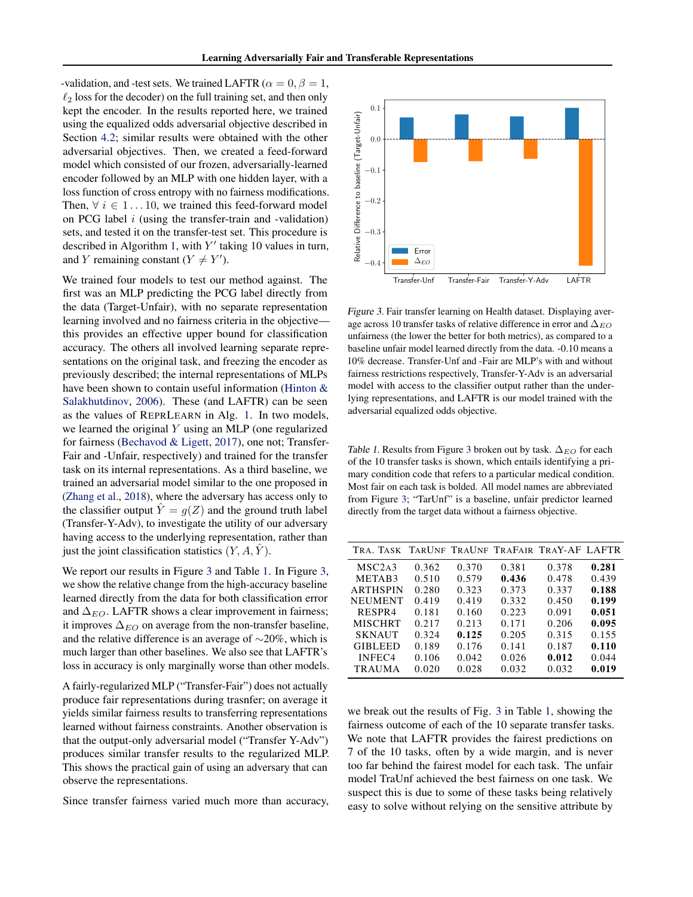-validation, and -test sets. We trained LAFTR ($\alpha = 0, \beta = 1$, $\ell_2$ loss for the decoder) on the full training set, and then only kept the encoder. In the results reported here, we trained using the equalized odds adversarial objective described in Section 4.2; similar results were obtained with the other adversarial objectives. Then, we created a feed-forward model which consisted of our frozen, adversarially-learned encoder followed by an MLP with one hidden layer, with a loss function of cross entropy with no fairness modifications. Then, $\forall\ i \in 1 \dots 10$, we trained this feed-forward model on PCG label $i$ (using the transfer-train and -validation) sets, and tested it on the transfer-test set. This procedure is described in Algorithm 1, with $Y'$ taking 10 values in turn, and $Y$ remaining constant ($Y \neq Y'$).

We trained four models to test our method against. The first was an MLP predicting the PCG label directly from the data (Target-Unfair), with no separate representation learning involved and no fairness criteria in the objective—this provides an effective upper bound for classification accuracy. The others all involved learning separate representations on the original task, and freezing the encoder as previously described; the internal representations of MLPs have been shown to contain useful information (Hinton & Salakhutdinov, 2006). These (and LAFTR) can be seen as the values of ReprLearn in Alg. 1. In two models, we learned the original $Y$ using an MLP (one regularized for fairness (Bechavod & Ligett, 2017), one not; Transfer-Fair and -Unfair, respectively) and trained for the transfer task on its internal representations. As a third baseline, we trained an adversarial model similar to the one proposed in (Zhang et al., 2018), where the adversary has access only to the classifier output $\hat{Y} = g(Z)$ and the ground truth label (Transfer-Y-Adv), to investigate the utility of our adversary having access to the underlying representation, rather than just the joint classification statistics $(Y, A, \hat{Y})$.

We report our results in Figure 3 and Table 1. In Figure 3, we show the relative change from the high-accuracy baseline learned directly from the data for both classification error and $\Delta_{EO}$. LAFTR shows a clear improvement in fairness; it improves $\Delta_{EO}$ on average from the non-transfer baseline, and the relative difference is an average of $\sim$20%, which is much larger than other baselines. We also see that LAFTR's loss in accuracy is only marginally worse than other models.

A fairly-regularized MLP ("Transfer-Fair") does not actually produce fair representations during trasnfer; on average it yields similar fairness results to transferring representations learned without fairness constraints. Another observation is that the output-only adversarial model ("Transfer Y-Adv") produces similar transfer results to the regularized MLP. This shows the practical gain of using an adversary that can observe the representations.

Since transfer fairness varied much more than accuracy, we break out the results of Fig. 3 in Table 1, showing the fairness outcome of each of the 10 separate transfer tasks. We note that LAFTR provides the fairest predictions on 7 of the 10 tasks, often by a wide margin, and is never too far behind the fairest model for each task. The unfair model TraUnf achieved the best fairness on one task. We suspect this is due to some of these tasks being relatively easy to solve without relying on the sensitive attribute by

*Figure 3.* Fair transfer learning on Health dataset. Displaying average across 10 transfer tasks of relative difference in error and $\Delta_{EO}$ unfairness (the lower the better for both metrics), as compared to a baseline unfair model learned directly from the data. -0.10 means a 10% decrease. Transfer-Unf and -Fair are MLP's with and without fairness restrictions respectively, Transfer-Y-Adv is an adversarial model with access to the classifier output rather than the underlying representations, and LAFTR is our model trained with the adversarial equalized odds objective.

*Table 1.* Results from Figure 3 broken out by task. $\Delta_{EO}$ for each of the 10 transfer tasks is shown, which entails identifying a primary condition code that refers to a particular medical condition. Most fair on each task is bolded. All model names are abbreviated from Figure 3; "TarUnf" is a baseline, unfair predictor learned directly from the target data without a fairness objective.

| Tra. Task | TarUnf | TraUnf | TraFair | TraY-AF | LAFTR |
|---|---|---|---|---|---|
| MSC2A3 | 0.362 | 0.370 | 0.381 | 0.378 | **0.281** |
| METAB3 | 0.510 | 0.579 | **0.436** | 0.478 | 0.439 |
| ARTHSPIN | 0.280 | 0.323 | 0.373 | 0.337 | **0.188** |
| NEUMENT | 0.419 | 0.419 | 0.332 | 0.450 | **0.199** |
| RESPR4 | 0.181 | 0.160 | 0.223 | 0.091 | **0.051** |
| MISCHRT | 0.217 | 0.213 | 0.171 | 0.206 | **0.095** |
| SKNAUT | 0.324 | **0.125** | 0.205 | 0.315 | 0.155 |
| GIBLEED | 0.189 | 0.176 | 0.141 | 0.187 | **0.110** |
| INFEC4 | 0.106 | 0.042 | 0.026 | **0.012** | 0.044 |
| TRAUMA | 0.020 | 0.028 | 0.032 | 0.032 | **0.019** |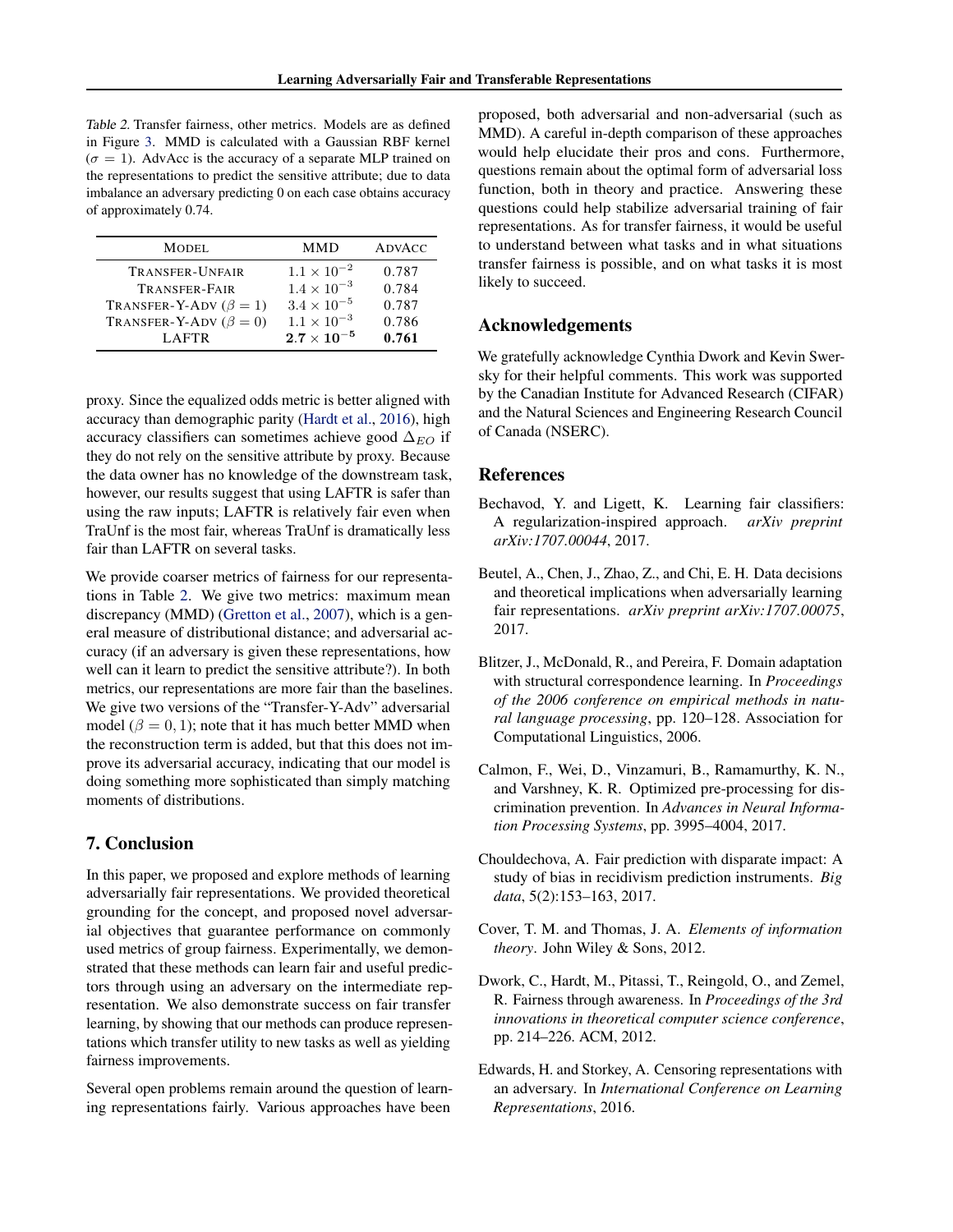*Table 2.* Transfer fairness, other metrics. Models are as defined in Figure 3. MMD is calculated with a Gaussian RBF kernel ($\sigma = 1$). AdvAcc is the accuracy of a separate MLP trained on the representations to predict the sensitive attribute; due to data imbalance an adversary predicting 0 on each case obtains accuracy of approximately 0.74.

| Model | MMD | AdvAcc |
|---|---|---|
| Transfer-Unfair | $1.1 \times 10^{-2}$ | 0.787 |
| Transfer-Fair | $1.4 \times 10^{-3}$ | 0.784 |
| Transfer-Y-Adv ($\beta = 1$) | $3.4 \times 10^{-5}$ | 0.787 |
| Transfer-Y-Adv ($\beta = 0$) | $1.1 \times 10^{-3}$ | 0.786 |
| LAFTR | $\mathbf{2.7 \times 10^{-5}}$ | **0.761** |

proxy. Since the equalized odds metric is better aligned with accuracy than demographic parity (Hardt et al., 2016), high accuracy classifiers can sometimes achieve good $\Delta_{EO}$ if they do not rely on the sensitive attribute by proxy. Because the data owner has no knowledge of the downstream task, however, our results suggest that using LAFTR is safer than using the raw inputs; LAFTR is relatively fair even when TraUnf is the most fair, whereas TraUnf is dramatically less fair than LAFTR on several tasks.

We provide coarser metrics of fairness for our representations in Table 2. We give two metrics: maximum mean discrepancy (MMD) (Gretton et al., 2007), which is a general measure of distributional distance; and adversarial accuracy (if an adversary is given these representations, how well can it learn to predict the sensitive attribute?). In both metrics, our representations are more fair than the baselines. We give two versions of the "Transfer-Y-Adv" adversarial model ($\beta = 0, 1$); note that it has much better MMD when the reconstruction term is added, but that this does not improve its adversarial accuracy, indicating that our model is doing something more sophisticated than simply matching moments of distributions.

## 7. Conclusion

In this paper, we proposed and explore methods of learning adversarially fair representations. We provided theoretical grounding for the concept, and proposed novel adversarial objectives that guarantee performance on commonly used metrics of group fairness. Experimentally, we demonstrated that these methods can learn fair and useful predictors through using an adversary on the intermediate representation. We also demonstrate success on fair transfer learning, by showing that our methods can produce representations which transfer utility to new tasks as well as yielding fairness improvements.

Several open problems remain around the question of learning representations fairly. Various approaches have been proposed, both adversarial and non-adversarial (such as MMD). A careful in-depth comparison of these approaches would help elucidate their pros and cons. Furthermore, questions remain about the optimal form of adversarial loss function, both in theory and practice. Answering these questions could help stabilize adversarial training of fair representations. As for transfer fairness, it would be useful to understand between what tasks and in what situations transfer fairness is possible, and on what tasks it is most likely to succeed.

## Acknowledgements

We gratefully acknowledge Cynthia Dwork and Kevin Swersky for their helpful comments. This work was supported by the Canadian Institute for Advanced Research (CIFAR) and the Natural Sciences and Engineering Research Council of Canada (NSERC).

## References

Bechavod, Y. and Ligett, K. Learning fair classifiers: A regularization-inspired approach. *arXiv preprint arXiv:1707.00044*, 2017.

Beutel, A., Chen, J., Zhao, Z., and Chi, E. H. Data decisions and theoretical implications when adversarially learning fair representations. *arXiv preprint arXiv:1707.00075*, 2017.

Blitzer, J., McDonald, R., and Pereira, F. Domain adaptation with structural correspondence learning. In *Proceedings of the 2006 conference on empirical methods in natural language processing*, pp. 120–128. Association for Computational Linguistics, 2006.

Calmon, F., Wei, D., Vinzamuri, B., Ramamurthy, K. N., and Varshney, K. R. Optimized pre-processing for discrimination prevention. In *Advances in Neural Information Processing Systems*, pp. 3995–4004, 2017.

Chouldechova, A. Fair prediction with disparate impact: A study of bias in recidivism prediction instruments. *Big data*, 5(2):153–163, 2017.

Cover, T. M. and Thomas, J. A. *Elements of information theory*. John Wiley & Sons, 2012.

Dwork, C., Hardt, M., Pitassi, T., Reingold, O., and Zemel, R. Fairness through awareness. In *Proceedings of the 3rd innovations in theoretical computer science conference*, pp. 214–226. ACM, 2012.

Edwards, H. and Storkey, A. Censoring representations with an adversary. In *International Conference on Learning Representations*, 2016.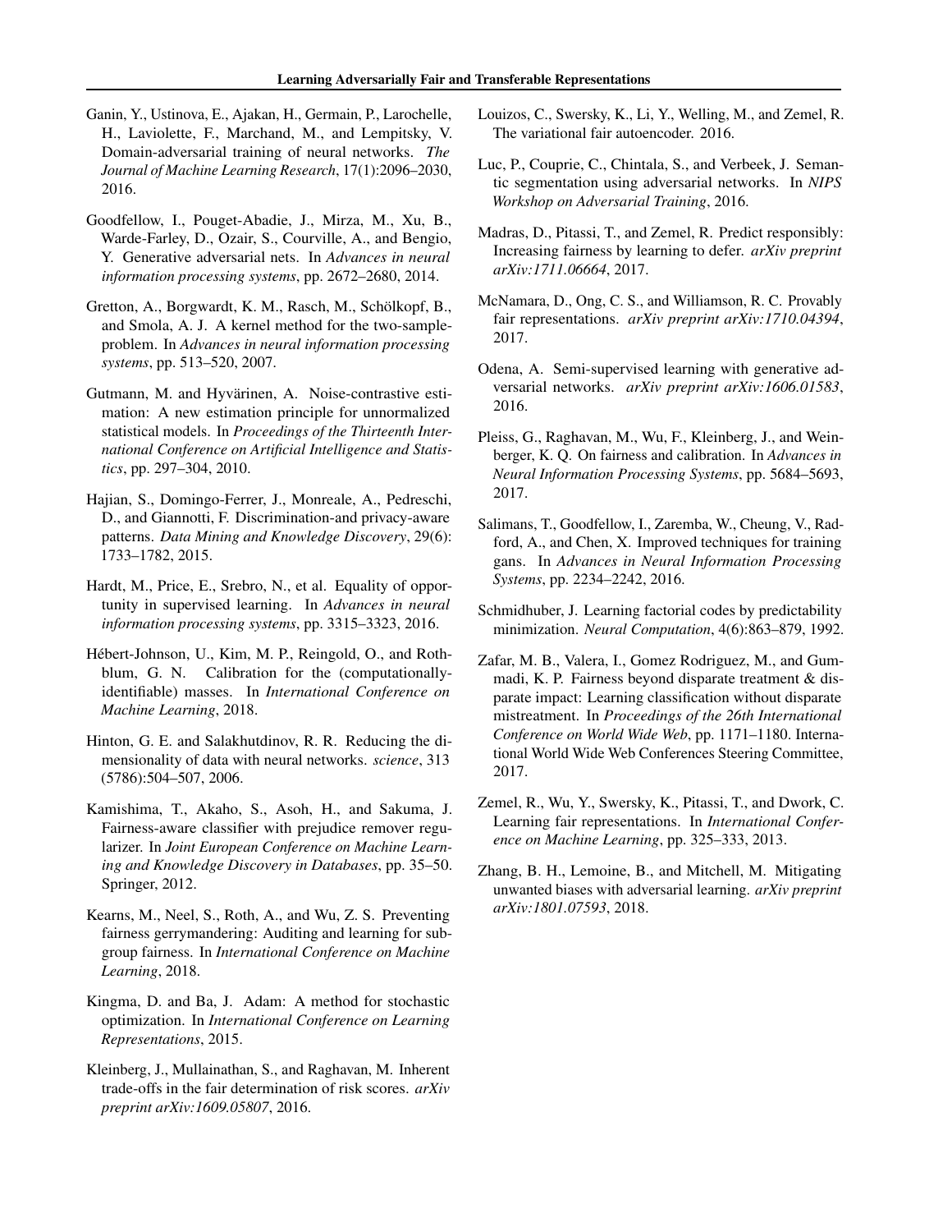Ganin, Y., Ustinova, E., Ajakan, H., Germain, P., Larochelle, H., Laviolette, F., Marchand, M., and Lempitsky, V. Domain-adversarial training of neural networks. *The Journal of Machine Learning Research*, 17(1):2096–2030, 2016.

Goodfellow, I., Pouget-Abadie, J., Mirza, M., Xu, B., Warde-Farley, D., Ozair, S., Courville, A., and Bengio, Y. Generative adversarial nets. In *Advances in neural information processing systems*, pp. 2672–2680, 2014.

Gretton, A., Borgwardt, K. M., Rasch, M., Schölkopf, B., and Smola, A. J. A kernel method for the two-sample-problem. In *Advances in neural information processing systems*, pp. 513–520, 2007.

Gutmann, M. and Hyvärinen, A. Noise-contrastive estimation: A new estimation principle for unnormalized statistical models. In *Proceedings of the Thirteenth International Conference on Artificial Intelligence and Statistics*, pp. 297–304, 2010.

Hajian, S., Domingo-Ferrer, J., Monreale, A., Pedreschi, D., and Giannotti, F. Discrimination-and privacy-aware patterns. *Data Mining and Knowledge Discovery*, 29(6): 1733–1782, 2015.

Hardt, M., Price, E., Srebro, N., et al. Equality of opportunity in supervised learning. In *Advances in neural information processing systems*, pp. 3315–3323, 2016.

Hébert-Johnson, U., Kim, M. P., Reingold, O., and Rothblum, G. N. Calibration for the (computationally-identifiable) masses. In *International Conference on Machine Learning*, 2018.

Hinton, G. E. and Salakhutdinov, R. R. Reducing the dimensionality of data with neural networks. *science*, 313 (5786):504–507, 2006.

Kamishima, T., Akaho, S., Asoh, H., and Sakuma, J. Fairness-aware classifier with prejudice remover regularizer. In *Joint European Conference on Machine Learning and Knowledge Discovery in Databases*, pp. 35–50. Springer, 2012.

Kearns, M., Neel, S., Roth, A., and Wu, Z. S. Preventing fairness gerrymandering: Auditing and learning for subgroup fairness. In *International Conference on Machine Learning*, 2018.

Kingma, D. and Ba, J. Adam: A method for stochastic optimization. In *International Conference on Learning Representations*, 2015.

Kleinberg, J., Mullainathan, S., and Raghavan, M. Inherent trade-offs in the fair determination of risk scores. *arXiv preprint arXiv:1609.05807*, 2016.

Louizos, C., Swersky, K., Li, Y., Welling, M., and Zemel, R. The variational fair autoencoder. 2016.

Luc, P., Couprie, C., Chintala, S., and Verbeek, J. Semantic segmentation using adversarial networks. In *NIPS Workshop on Adversarial Training*, 2016.

Madras, D., Pitassi, T., and Zemel, R. Predict responsibly: Increasing fairness by learning to defer. *arXiv preprint arXiv:1711.06664*, 2017.

McNamara, D., Ong, C. S., and Williamson, R. C. Provably fair representations. *arXiv preprint arXiv:1710.04394*, 2017.

Odena, A. Semi-supervised learning with generative adversarial networks. *arXiv preprint arXiv:1606.01583*, 2016.

Pleiss, G., Raghavan, M., Wu, F., Kleinberg, J., and Weinberger, K. Q. On fairness and calibration. In *Advances in Neural Information Processing Systems*, pp. 5684–5693, 2017.

Salimans, T., Goodfellow, I., Zaremba, W., Cheung, V., Radford, A., and Chen, X. Improved techniques for training gans. In *Advances in Neural Information Processing Systems*, pp. 2234–2242, 2016.

Schmidhuber, J. Learning factorial codes by predictability minimization. *Neural Computation*, 4(6):863–879, 1992.

Zafar, M. B., Valera, I., Gomez Rodriguez, M., and Gummadi, K. P. Fairness beyond disparate treatment & disparate impact: Learning classification without disparate mistreatment. In *Proceedings of the 26th International Conference on World Wide Web*, pp. 1171–1180. International World Wide Web Conferences Steering Committee, 2017.

Zemel, R., Wu, Y., Swersky, K., Pitassi, T., and Dwork, C. Learning fair representations. In *International Conference on Machine Learning*, pp. 325–333, 2013.

Zhang, B. H., Lemoine, B., and Mitchell, M. Mitigating unwanted biases with adversarial learning. *arXiv preprint arXiv:1801.07593*, 2018.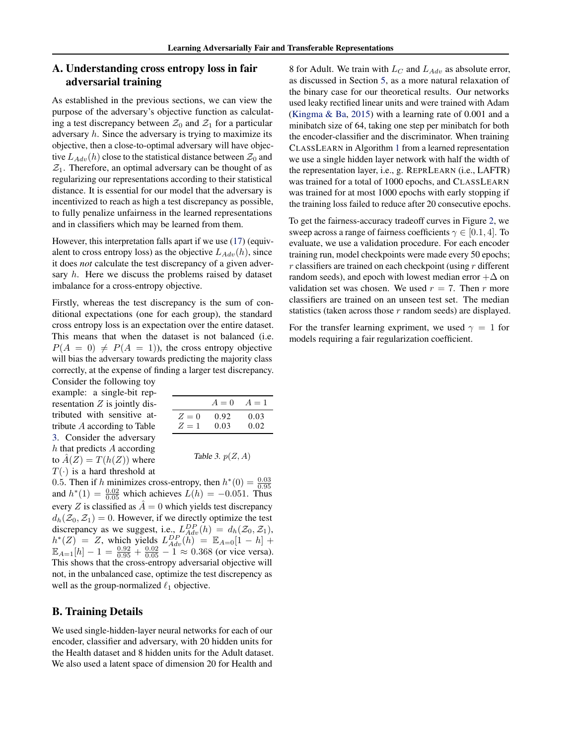## A. Understanding cross entropy loss in fair adversarial training

As established in the previous sections, we can view the purpose of the adversary's objective function as calculating a test discrepancy between $\mathcal{Z}_0$ and $\mathcal{Z}_1$ for a particular adversary $h$. Since the adversary is trying to maximize its objective, then a close-to-optimal adversary will have objective $L_{Adv}(h)$ close to the statistical distance between $\mathcal{Z}_0$ and $\mathcal{Z}_1$. Therefore, an optimal adversary can be thought of as regularizing our representations according to their statistical distance. It is essential for our model that the adversary is incentivized to reach as high a test discrepancy as possible, to fully penalize unfairness in the learned representations and in classifiers which may be learned from them.

However, this interpretation falls apart if we use (17) (equivalent to cross entropy loss) as the objective $L_{Adv}(h)$, since it does *not* calculate the test discrepancy of a given adversary $h$. Here we discuss the problems raised by dataset imbalance for a cross-entropy objective.

Firstly, whereas the test discrepancy is the sum of conditional expectations (one for each group), the standard cross entropy loss is an expectation over the entire dataset. This means that when the dataset is not balanced (i.e. $P(A=0) \neq P(A=1)$), the cross entropy objective will bias the adversary towards predicting the majority class correctly, at the expense of finding a larger test discrepancy. Consider the following toy example: a single-bit representation $Z$ is jointly distributed with sensitive attribute $A$ according to Table 3. Consider the adversary $h$ that predicts $A$ according to $\hat{A}(Z) = T(h(Z))$ where $T(\cdot)$ is a hard threshold at 0.5. Then if $h$ minimizes cross-entropy, then $h^*(0) = \frac{0.03}{0.95}$ and $h^*(1) = \frac{0.02}{0.05}$ which achieves $L(h) = -0.051$. Thus every $Z$ is classified as $\hat{A} = 0$ which yields test discrepancy $d_h(\mathcal{Z}_0, \mathcal{Z}_1) = 0$. However, if we directly optimize the test discrepancy as we suggest, i.e., $L^{DP}_{Adv}(h) = d_h(\mathcal{Z}_0, \mathcal{Z}_1)$, $h^*(Z) = Z$, which yields $L^{DP}_{Adv}(h) = \mathbb{E}_{A=0}[1-h] + \mathbb{E}_{A=1}[h] - 1 = \frac{0.92}{0.95} + \frac{0.02}{0.05} - 1 \approx 0.368$ (or vice versa). This shows that the cross-entropy adversarial objective will not, in the unbalanced case, optimize the test discrepency as well as the group-normalized $\ell_1$ objective.

| | $A=0$ | $A=1$ |
|---|---|---|
| $Z=0$ | 0.92 | 0.03 |
| $Z=1$ | 0.03 | 0.02 |

Table 3. $p(Z, A)$

## B. Training Details

We used single-hidden-layer neural networks for each of our encoder, classifier and adversary, with 20 hidden units for the Health dataset and 8 hidden units for the Adult dataset. We also used a latent space of dimension 20 for Health and 8 for Adult. We train with $L_C$ and $L_{Adv}$ as absolute error, as discussed in Section 5, as a more natural relaxation of the binary case for our theoretical results. Our networks used leaky rectified linear units and were trained with Adam (Kingma & Ba, 2015) with a learning rate of 0.001 and a minibatch size of 64, taking one step per minibatch for both the encoder-classifier and the discriminator. When training CLASSLEARN in Algorithm 1 from a learned representation we use a single hidden layer network with half the width of the representation layer, i.e., g. REPRLEARN (i.e., LAFTR) was trained for a total of 1000 epochs, and CLASSLEARN was trained for at most 1000 epochs with early stopping if the training loss failed to reduce after 20 consecutive epochs.

To get the fairness-accuracy tradeoff curves in Figure 2, we sweep across a range of fairness coefficients $\gamma \in [0.1, 4]$. To evaluate, we use a validation procedure. For each encoder training run, model checkpoints were made every 50 epochs; $r$ classifiers are trained on each checkpoint (using $r$ different random seeds), and epoch with lowest median error $+\Delta$ on validation set was chosen. We used $r = 7$. Then $r$ more classifiers are trained on an unseen test set. The median statistics (taken across those $r$ random seeds) are displayed.

For the transfer learning expriment, we used $\gamma = 1$ for models requiring a fair regularization coefficient.